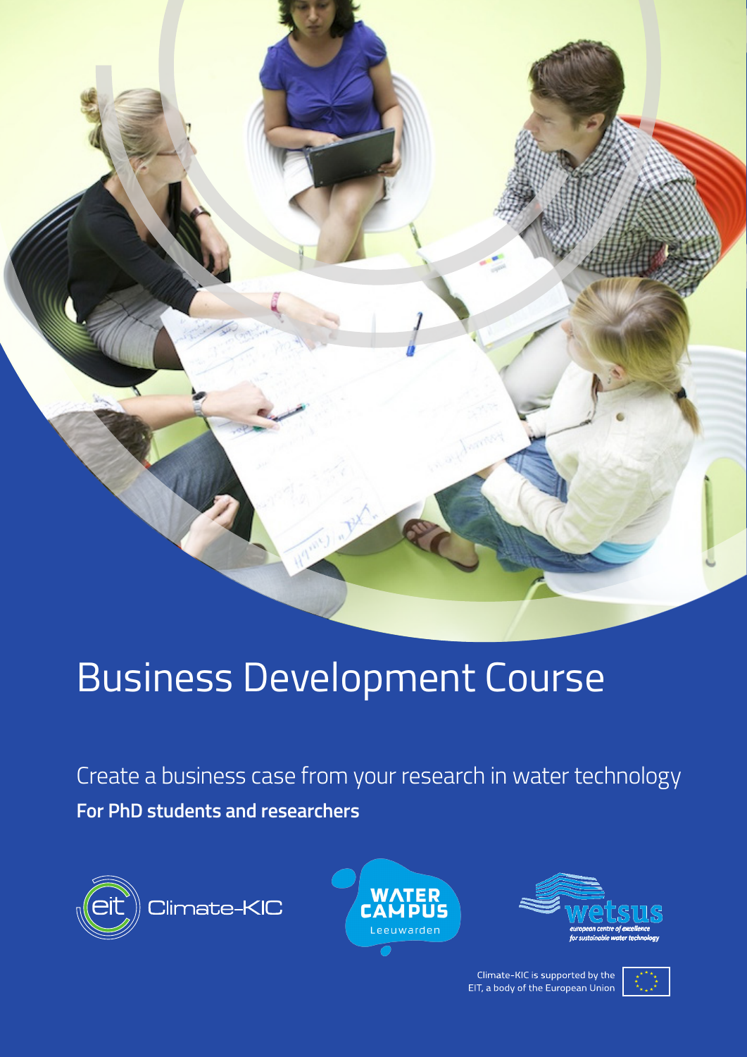# Business Development Course

Create a business case from your research in water technology

**For PhD students and researchers**

Climate-KIC

WATER CAMPUS Leeuwarden

wetsus
european centre of excellence for sustainable water technology

Climate-KIC is supported by the EIT, a body of the European Union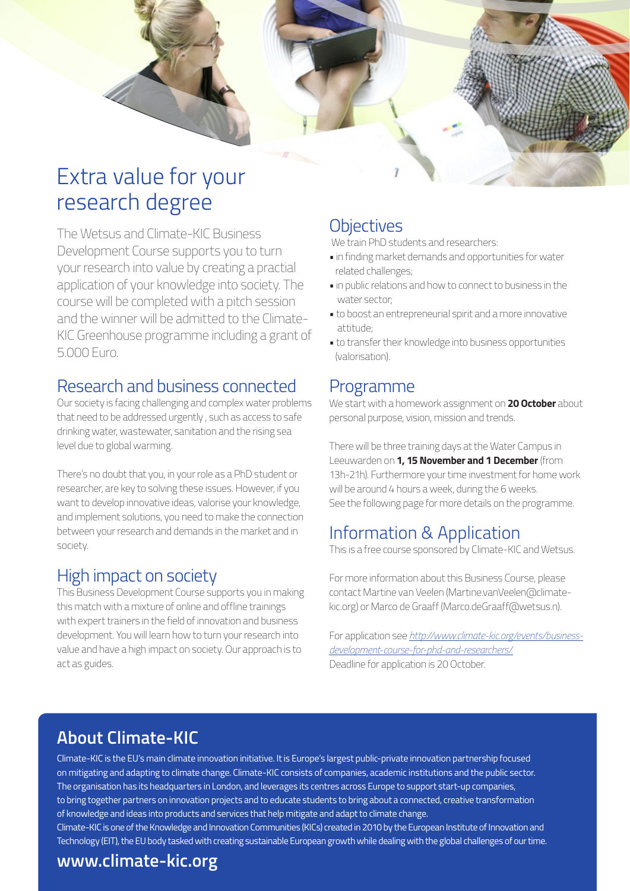# Extra value for your research degree

The Wetsus and Climate-KIC Business Development Course supports you to turn your research into value by creating a practial application of your knowledge into society. The course will be completed with a pitch session and the winner will be admitted to the Climate-KIC Greenhouse programme including a grant of 5.000 Euro.

## Research and business connected

Our society is facing challenging and complex water problems that need to be addressed urgently , such as access to safe drinking water, wastewater, sanitation and the rising sea level due to global warming.

There's no doubt that you, in your role as a PhD student or researcher, are key to solving these issues. However, if you want to develop innovative ideas, valorise your knowledge, and implement solutions, you need to make the connection between your research and demands in the market and in society.

## High impact on society

This Business Development Course supports you in making this match with a mixture of online and offline trainings with expert trainers in the field of innovation and business development. You will learn how to turn your research into value and have a high impact on society. Our approach is to act as guides.

## Objectives

We train PhD students and researchers:

- in finding market demands and opportunities for water related challenges;
- in public relations and how to connect to business in the water sector;
- to boost an entrepreneurial spirit and a more innovative attitude;
- to transfer their knowledge into business opportunities (valorisation).

## Programme

We start with a homework assignment on **20 October** about personal purpose, vision, mission and trends.

There will be three training days at the Water Campus in Leeuwarden on **1, 15 November and 1 December** (from 13h-21h). Furthermore your time investment for home work will be around 4 hours a week, during the 6 weeks.
See the following page for more details on the programme.

## Information & Application

This is a free course sponsored by Climate-KIC and Wetsus.

For more information about this Business Course, please contact Martine van Veelen (Martine.vanVeelen@climate-kic.org) or Marco de Graaff (Marco.deGraaff@wetsus.n).

For application see *http://www.climate-kic.org/events/business-development-course-for-phd-and-researchers/*
Deadline for application is 20 October.

## About Climate-KIC

Climate-KIC is the EU's main climate innovation initiative. It is Europe's largest public-private innovation partnership focused on mitigating and adapting to climate change. Climate-KIC consists of companies, academic institutions and the public sector. The organisation has its headquarters in London, and leverages its centres across Europe to support start-up companies, to bring together partners on innovation projects and to educate students to bring about a connected, creative transformation of knowledge and ideas into products and services that help mitigate and adapt to climate change.
Climate-KIC is one of the Knowledge and Innovation Communities (KICs) created in 2010 by the European Institute of Innovation and Technology (EIT), the EU body tasked with creating sustainable European growth while dealing with the global challenges of our time.

**www.climate-kic.org**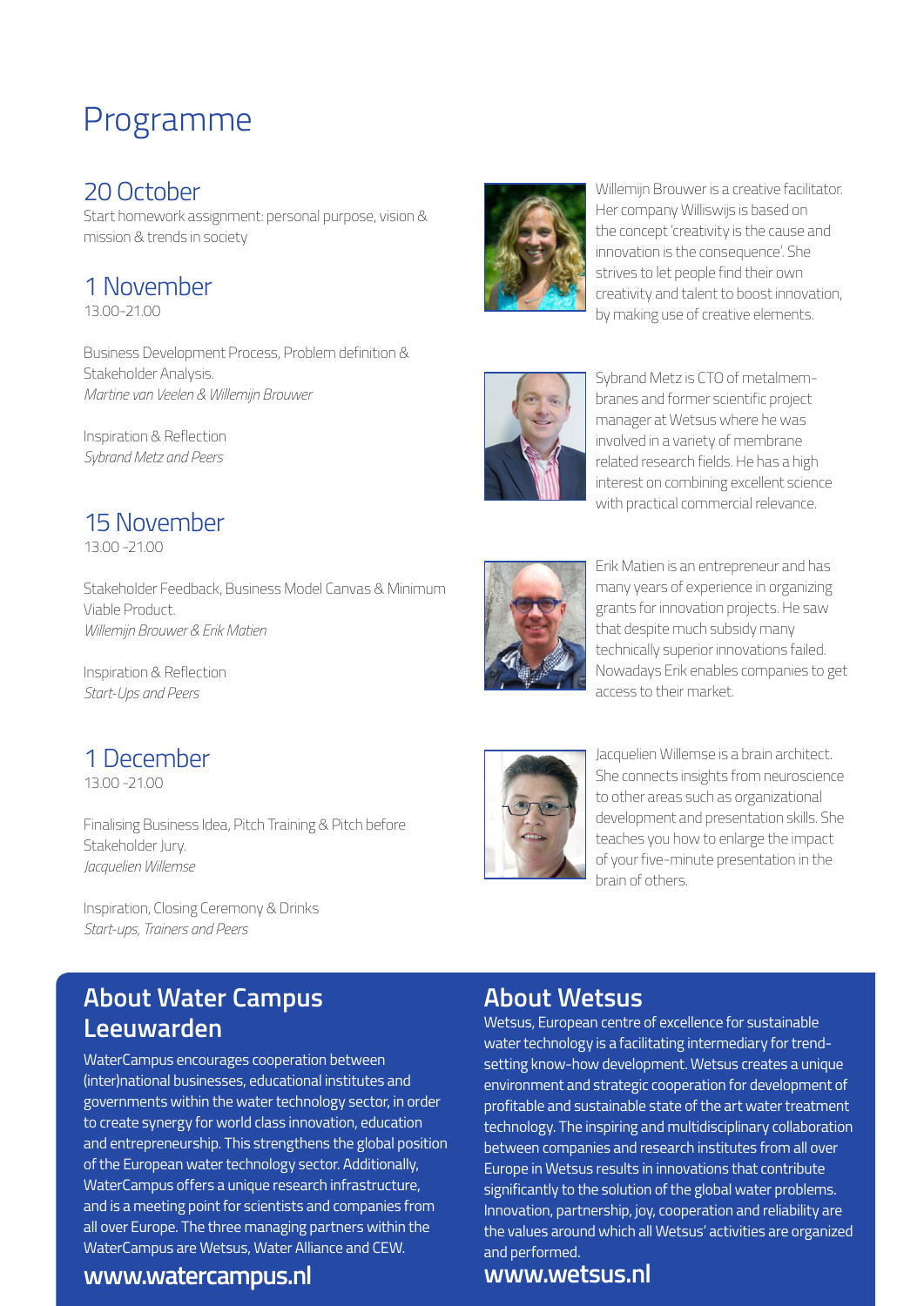# Programme

## 20 October

Start homework assignment: personal purpose, vision & mission & trends in society

## 1 November

13.00-21.00

Business Development Process, Problem definition & Stakeholder Analysis.
*Martine van Veelen & Willemijn Brouwer*

Inspiration & Reflection
*Sybrand Metz and Peers*

## 15 November

13.00 -21.00

Stakeholder Feedback, Business Model Canvas & Minimum Viable Product.
*Willemijn Brouwer & Erik Matien*

Inspiration & Reflection
*Start-Ups and Peers*

## 1 December

13.00 -21.00

Finalising Business Idea, Pitch Training & Pitch before Stakeholder Jury.
*Jacquelien Willemse*

Inspiration, Closing Ceremony & Drinks
*Start-ups, Trainers and Peers*

Willemijn Brouwer is a creative facilitator. Her company Williswijs is based on the concept 'creativity is the cause and innovation is the consequence'. She strives to let people find their own creativity and talent to boost innovation, by making use of creative elements.

Sybrand Metz is CTO of metalmembranes and former scientific project manager at Wetsus where he was involved in a variety of membrane related research fields. He has a high interest on combining excellent science with practical commercial relevance.

Erik Matien is an entrepreneur and has many years of experience in organizing grants for innovation projects. He saw that despite much subsidy many technically superior innovations failed. Nowadays Erik enables companies to get access to their market.

Jacquelien Willemse is a brain architect. She connects insights from neuroscience to other areas such as organizational development and presentation skills. She teaches you how to enlarge the impact of your five-minute presentation in the brain of others.

## About Water Campus Leeuwarden

WaterCampus encourages cooperation between (inter)national businesses, educational institutes and governments within the water technology sector, in order to create synergy for world class innovation, education and entrepreneurship. This strengthens the global position of the European water technology sector. Additionally, WaterCampus offers a unique research infrastructure, and is a meeting point for scientists and companies from all over Europe. The three managing partners within the WaterCampus are Wetsus, Water Alliance and CEW.

**www.watercampus.nl**

## About Wetsus

Wetsus, European centre of excellence for sustainable water technology is a facilitating intermediary for trend-setting know-how development. Wetsus creates a unique environment and strategic cooperation for development of profitable and sustainable state of the art water treatment technology. The inspiring and multidisciplinary collaboration between companies and research institutes from all over Europe in Wetsus results in innovations that contribute significantly to the solution of the global water problems. Innovation, partnership, joy, cooperation and reliability are the values around which all Wetsus' activities are organized and performed.

**www.wetsus.nl**